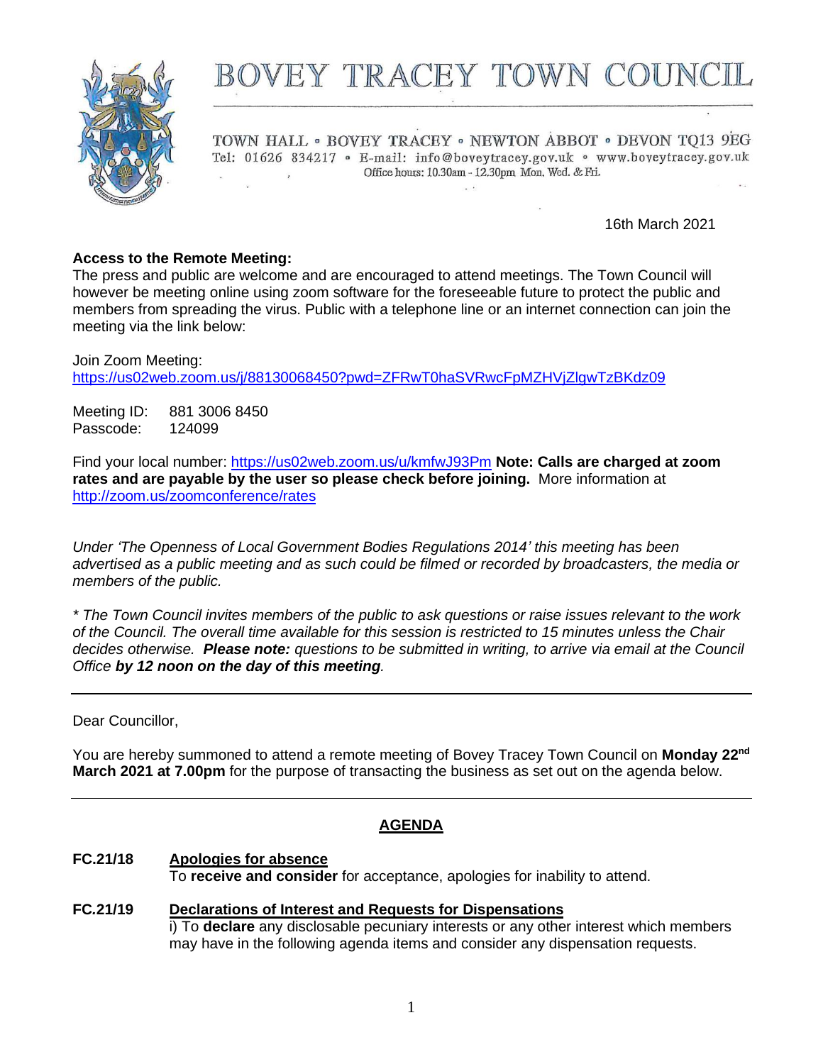# BOVEY TRACEY TOWN COUNCIL

TOWN HALL • BOVEY TRACEY • NEWTON ABBOT • DEVON TQ13 9EG
Tel: 01626 834217 • E-mail: info@boveytracey.gov.uk • www.boveytracey.gov.uk
Office hours: 10.30am - 12.30pm Mon, Wed. & Fri.

16th March 2021

**Access to the Remote Meeting:**
The press and public are welcome and are encouraged to attend meetings. The Town Council will however be meeting online using zoom software for the foreseeable future to protect the public and members from spreading the virus. Public with a telephone line or an internet connection can join the meeting via the link below:

Join Zoom Meeting:
https://us02web.zoom.us/j/88130068450?pwd=ZFRwT0haSVRwcFpMZHVjZlgwTzBKdz09

Meeting ID: 881 3006 8450
Passcode: 124099

Find your local number: https://us02web.zoom.us/u/kmfwJ93Pm **Note: Calls are charged at zoom rates and are payable by the user so please check before joining.** More information at http://zoom.us/zoomconference/rates

*Under 'The Openness of Local Government Bodies Regulations 2014' this meeting has been advertised as a public meeting and as such could be filmed or recorded by broadcasters, the media or members of the public.*

*\* The Town Council invites members of the public to ask questions or raise issues relevant to the work of the Council. The overall time available for this session is restricted to 15 minutes unless the Chair decides otherwise. **Please note:** questions to be submitted in writing, to arrive via email at the Council Office **by 12 noon on the day of this meeting**.*

---

Dear Councillor,

You are hereby summoned to attend a remote meeting of Bovey Tracey Town Council on **Monday 22nd March 2021 at 7.00pm** for the purpose of transacting the business as set out on the agenda below.

---

## AGENDA

**FC.21/18** **Apologies for absence**
To **receive and consider** for acceptance, apologies for inability to attend.

**FC.21/19** **Declarations of Interest and Requests for Dispensations**
i) To **declare** any disclosable pecuniary interests or any other interest which members may have in the following agenda items and consider any dispensation requests.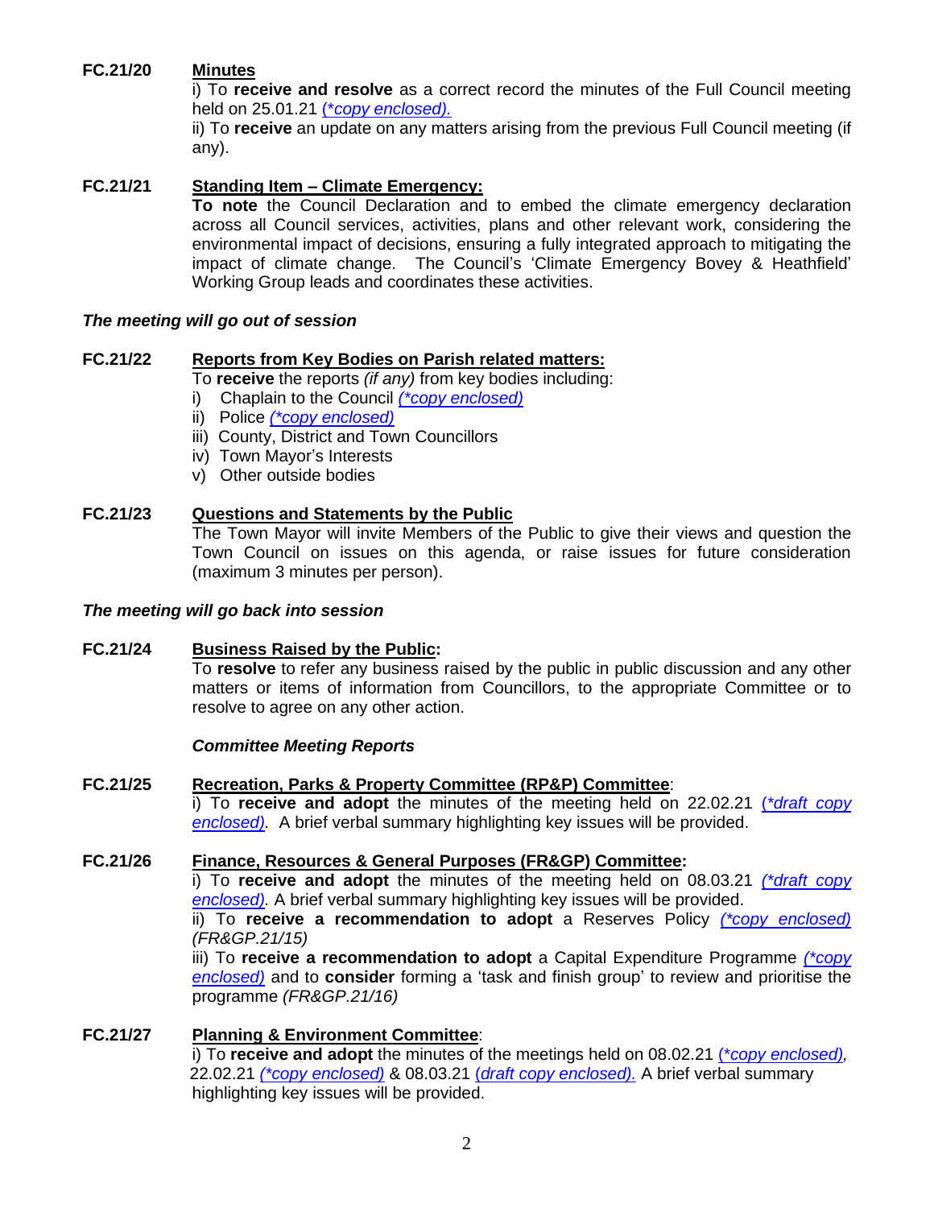**FC.21/20 Minutes**

i) To **receive and resolve** as a correct record the minutes of the Full Council meeting held on 25.01.21 *(\*copy enclosed).*

ii) To **receive** an update on any matters arising from the previous Full Council meeting (if any).

**FC.21/21 Standing Item – Climate Emergency:**

**To note** the Council Declaration and to embed the climate emergency declaration across all Council services, activities, plans and other relevant work, considering the environmental impact of decisions, ensuring a fully integrated approach to mitigating the impact of climate change. The Council's 'Climate Emergency Bovey & Heathfield' Working Group leads and coordinates these activities.

***The meeting will go out of session***

**FC.21/22 Reports from Key Bodies on Parish related matters:**

To **receive** the reports *(if any)* from key bodies including:

i) Chaplain to the Council *(\*copy enclosed)*
ii) Police *(\*copy enclosed)*
iii) County, District and Town Councillors
iv) Town Mayor's Interests
v) Other outside bodies

**FC.21/23 Questions and Statements by the Public**

The Town Mayor will invite Members of the Public to give their views and question the Town Council on issues on this agenda, or raise issues for future consideration (maximum 3 minutes per person).

***The meeting will go back into session***

**FC.21/24 Business Raised by the Public:**

To **resolve** to refer any business raised by the public in public discussion and any other matters or items of information from Councillors, to the appropriate Committee or to resolve to agree on any other action.

***Committee Meeting Reports***

**FC.21/25 Recreation, Parks & Property Committee (RP&P) Committee**:

i) To **receive and adopt** the minutes of the meeting held on 22.02.21 *(\*draft copy enclosed).* A brief verbal summary highlighting key issues will be provided.

**FC.21/26 Finance, Resources & General Purposes (FR&GP) Committee:**

i) To **receive and adopt** the minutes of the meeting held on 08.03.21 *(\*draft copy enclosed).* A brief verbal summary highlighting key issues will be provided.

ii) To **receive a recommendation to adopt** a Reserves Policy *(\*copy enclosed) (FR&GP.21/15)*

iii) To **receive a recommendation to adopt** a Capital Expenditure Programme *(\*copy enclosed)* and to **consider** forming a 'task and finish group' to review and prioritise the programme *(FR&GP.21/16)*

**FC.21/27 Planning & Environment Committee**:

i) To **receive and adopt** the minutes of the meetings held on 08.02.21 *(\*copy enclosed),* 22.02.21 *(\*copy enclosed)* & 08.03.21 *(draft copy enclosed).* A brief verbal summary highlighting key issues will be provided.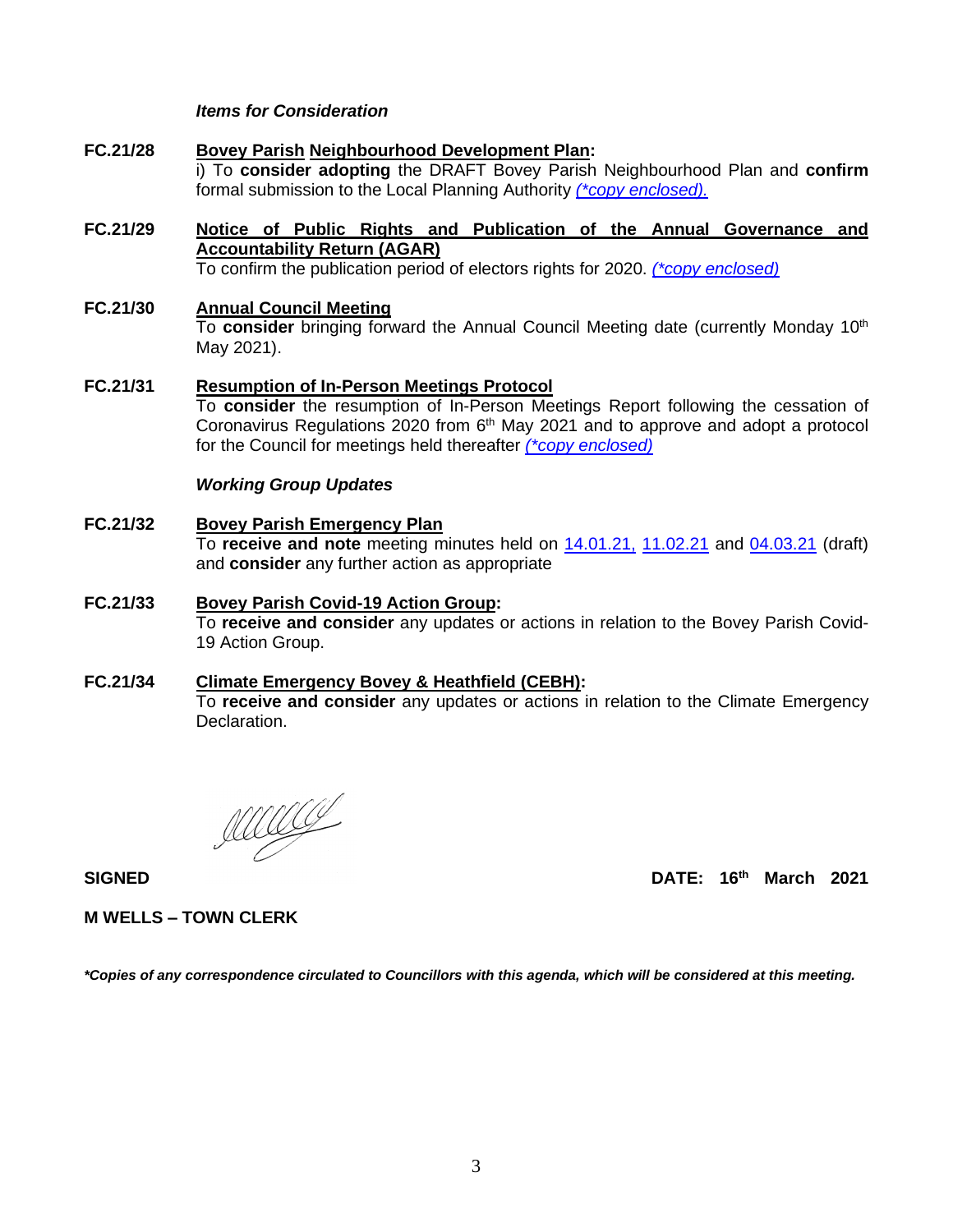***Items for Consideration***

**FC.21/28** **Bovey Parish Neighbourhood Development Plan:**
i) To **consider adopting** the DRAFT Bovey Parish Neighbourhood Plan and **confirm** formal submission to the Local Planning Authority *(\*copy enclosed).*

**FC.21/29** **Notice of Public Rights and Publication of the Annual Governance and Accountability Return (AGAR)**
To confirm the publication period of electors rights for 2020. *(\*copy enclosed)*

**FC.21/30** **Annual Council Meeting**
To **consider** bringing forward the Annual Council Meeting date (currently Monday 10th May 2021).

**FC.21/31** **Resumption of In-Person Meetings Protocol**
To **consider** the resumption of In-Person Meetings Report following the cessation of Coronavirus Regulations 2020 from 6th May 2021 and to approve and adopt a protocol for the Council for meetings held thereafter *(\*copy enclosed)*

***Working Group Updates***

**FC.21/32** **Bovey Parish Emergency Plan**
To **receive and note** meeting minutes held on 14.01.21, 11.02.21 and 04.03.21 (draft) and **consider** any further action as appropriate

**FC.21/33** **Bovey Parish Covid-19 Action Group:**
To **receive and consider** any updates or actions in relation to the Bovey Parish Covid-19 Action Group.

**FC.21/34** **Climate Emergency Bovey & Heathfield (CEBH):**
To **receive and consider** any updates or actions in relation to the Climate Emergency Declaration.

**SIGNED** **DATE: 16th March 2021**

**M WELLS – TOWN CLERK**

***\*Copies of any correspondence circulated to Councillors with this agenda, which will be considered at this meeting.***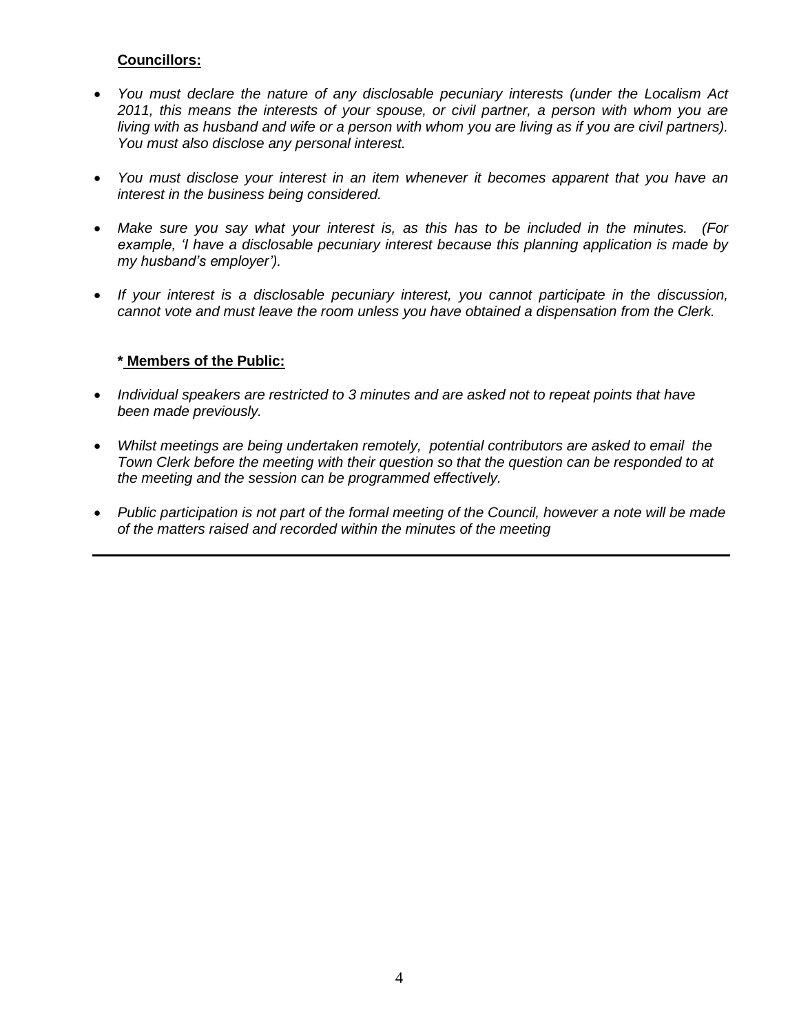**Councillors:**

- *You must declare the nature of any disclosable pecuniary interests (under the Localism Act 2011, this means the interests of your spouse, or civil partner, a person with whom you are living with as husband and wife or a person with whom you are living as if you are civil partners). You must also disclose any personal interest.*
- *You must disclose your interest in an item whenever it becomes apparent that you have an interest in the business being considered.*
- *Make sure you say what your interest is, as this has to be included in the minutes. (For example, 'I have a disclosable pecuniary interest because this planning application is made by my husband's employer').*
- *If your interest is a disclosable pecuniary interest, you cannot participate in the discussion, cannot vote and must leave the room unless you have obtained a dispensation from the Clerk.*

**\* Members of the Public:**

- *Individual speakers are restricted to 3 minutes and are asked not to repeat points that have been made previously.*
- *Whilst meetings are being undertaken remotely, potential contributors are asked to email the Town Clerk before the meeting with their question so that the question can be responded to at the meeting and the session can be programmed effectively.*
- *Public participation is not part of the formal meeting of the Council, however a note will be made of the matters raised and recorded within the minutes of the meeting*